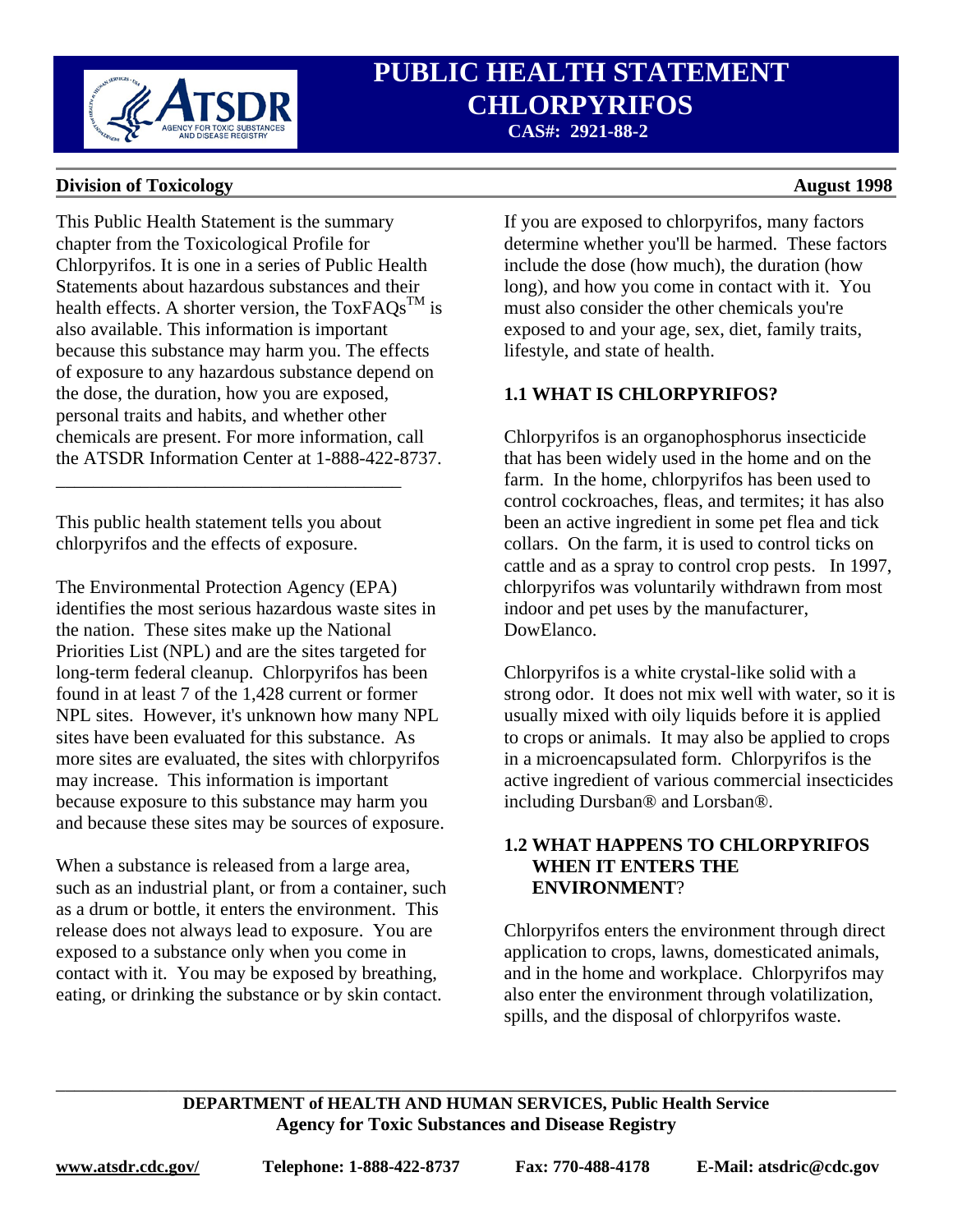# PUBLIC HEALTH STATEMENT
# CHLORPYRIFOS

**CAS#: 2921-88-2**

**Division of Toxicology** | **August 1998**

This Public Health Statement is the summary chapter from the Toxicological Profile for Chlorpyrifos. It is one in a series of Public Health Statements about hazardous substances and their health effects. A shorter version, the ToxFAQs™ is also available. This information is important because this substance may harm you. The effects of exposure to any hazardous substance depend on the dose, the duration, how you are exposed, personal traits and habits, and whether other chemicals are present. For more information, call the ATSDR Information Center at 1-888-422-8737.

---

This public health statement tells you about chlorpyrifos and the effects of exposure.

The Environmental Protection Agency (EPA) identifies the most serious hazardous waste sites in the nation. These sites make up the National Priorities List (NPL) and are the sites targeted for long-term federal cleanup. Chlorpyrifos has been found in at least 7 of the 1,428 current or former NPL sites. However, it's unknown how many NPL sites have been evaluated for this substance. As more sites are evaluated, the sites with chlorpyrifos may increase. This information is important because exposure to this substance may harm you and because these sites may be sources of exposure.

When a substance is released from a large area, such as an industrial plant, or from a container, such as a drum or bottle, it enters the environment. This release does not always lead to exposure. You are exposed to a substance only when you come in contact with it. You may be exposed by breathing, eating, or drinking the substance or by skin contact.

If you are exposed to chlorpyrifos, many factors determine whether you'll be harmed. These factors include the dose (how much), the duration (how long), and how you come in contact with it. You must also consider the other chemicals you're exposed to and your age, sex, diet, family traits, lifestyle, and state of health.

## 1.1 WHAT IS CHLORPYRIFOS?

Chlorpyrifos is an organophosphorus insecticide that has been widely used in the home and on the farm. In the home, chlorpyrifos has been used to control cockroaches, fleas, and termites; it has also been an active ingredient in some pet flea and tick collars. On the farm, it is used to control ticks on cattle and as a spray to control crop pests. In 1997, chlorpyrifos was voluntarily withdrawn from most indoor and pet uses by the manufacturer, DowElanco.

Chlorpyrifos is a white crystal-like solid with a strong odor. It does not mix well with water, so it is usually mixed with oily liquids before it is applied to crops or animals. It may also be applied to crops in a microencapsulated form. Chlorpyrifos is the active ingredient of various commercial insecticides including Dursban® and Lorsban®.

## 1.2 WHAT HAPPENS TO CHLORPYRIFOS WHEN IT ENTERS THE ENVIRONMENT?

Chlorpyrifos enters the environment through direct application to crops, lawns, domesticated animals, and in the home and workplace. Chlorpyrifos may also enter the environment through volatilization, spills, and the disposal of chlorpyrifos waste.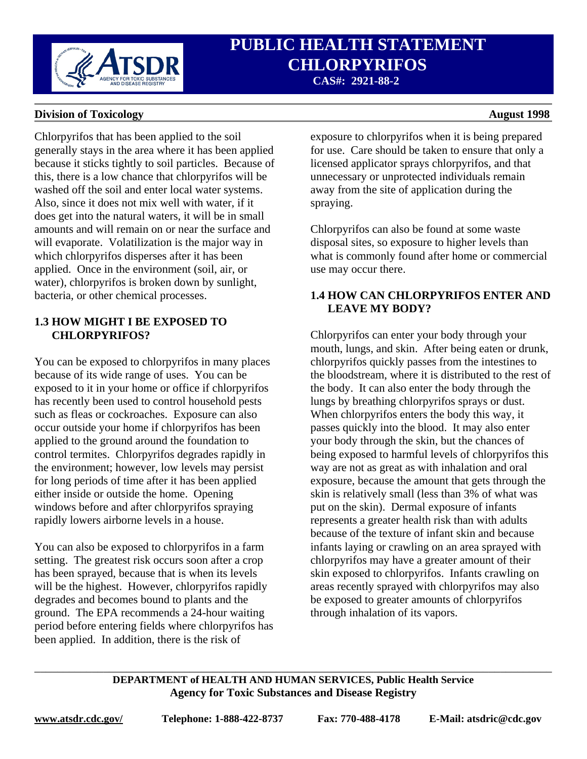Chlorpyrifos that has been applied to the soil generally stays in the area where it has been applied because it sticks tightly to soil particles. Because of this, there is a low chance that chlorpyrifos will be washed off the soil and enter local water systems. Also, since it does not mix well with water, if it does get into the natural waters, it will be in small amounts and will remain on or near the surface and will evaporate. Volatilization is the major way in which chlorpyrifos disperses after it has been applied. Once in the environment (soil, air, or water), chlorpyrifos is broken down by sunlight, bacteria, or other chemical processes.

## 1.3 HOW MIGHT I BE EXPOSED TO CHLORPYRIFOS?

You can be exposed to chlorpyrifos in many places because of its wide range of uses. You can be exposed to it in your home or office if chlorpyrifos has recently been used to control household pests such as fleas or cockroaches. Exposure can also occur outside your home if chlorpyrifos has been applied to the ground around the foundation to control termites. Chlorpyrifos degrades rapidly in the environment; however, low levels may persist for long periods of time after it has been applied either inside or outside the home. Opening windows before and after chlorpyrifos spraying rapidly lowers airborne levels in a house.

You can also be exposed to chlorpyrifos in a farm setting. The greatest risk occurs soon after a crop has been sprayed, because that is when its levels will be the highest. However, chlorpyrifos rapidly degrades and becomes bound to plants and the ground. The EPA recommends a 24-hour waiting period before entering fields where chlorpyrifos has been applied. In addition, there is the risk of exposure to chlorpyrifos when it is being prepared for use. Care should be taken to ensure that only a licensed applicator sprays chlorpyrifos, and that unnecessary or unprotected individuals remain away from the site of application during the spraying.

Chlorpyrifos can also be found at some waste disposal sites, so exposure to higher levels than what is commonly found after home or commercial use may occur there.

## 1.4 HOW CAN CHLORPYRIFOS ENTER AND LEAVE MY BODY?

Chlorpyrifos can enter your body through your mouth, lungs, and skin. After being eaten or drunk, chlorpyrifos quickly passes from the intestines to the bloodstream, where it is distributed to the rest of the body. It can also enter the body through the lungs by breathing chlorpyrifos sprays or dust. When chlorpyrifos enters the body this way, it passes quickly into the blood. It may also enter your body through the skin, but the chances of being exposed to harmful levels of chlorpyrifos this way are not as great as with inhalation and oral exposure, because the amount that gets through the skin is relatively small (less than 3% of what was put on the skin). Dermal exposure of infants represents a greater health risk than with adults because of the texture of infant skin and because infants laying or crawling on an area sprayed with chlorpyrifos may have a greater amount of their skin exposed to chlorpyrifos. Infants crawling on areas recently sprayed with chlorpyrifos may also be exposed to greater amounts of chlorpyrifos through inhalation of its vapors.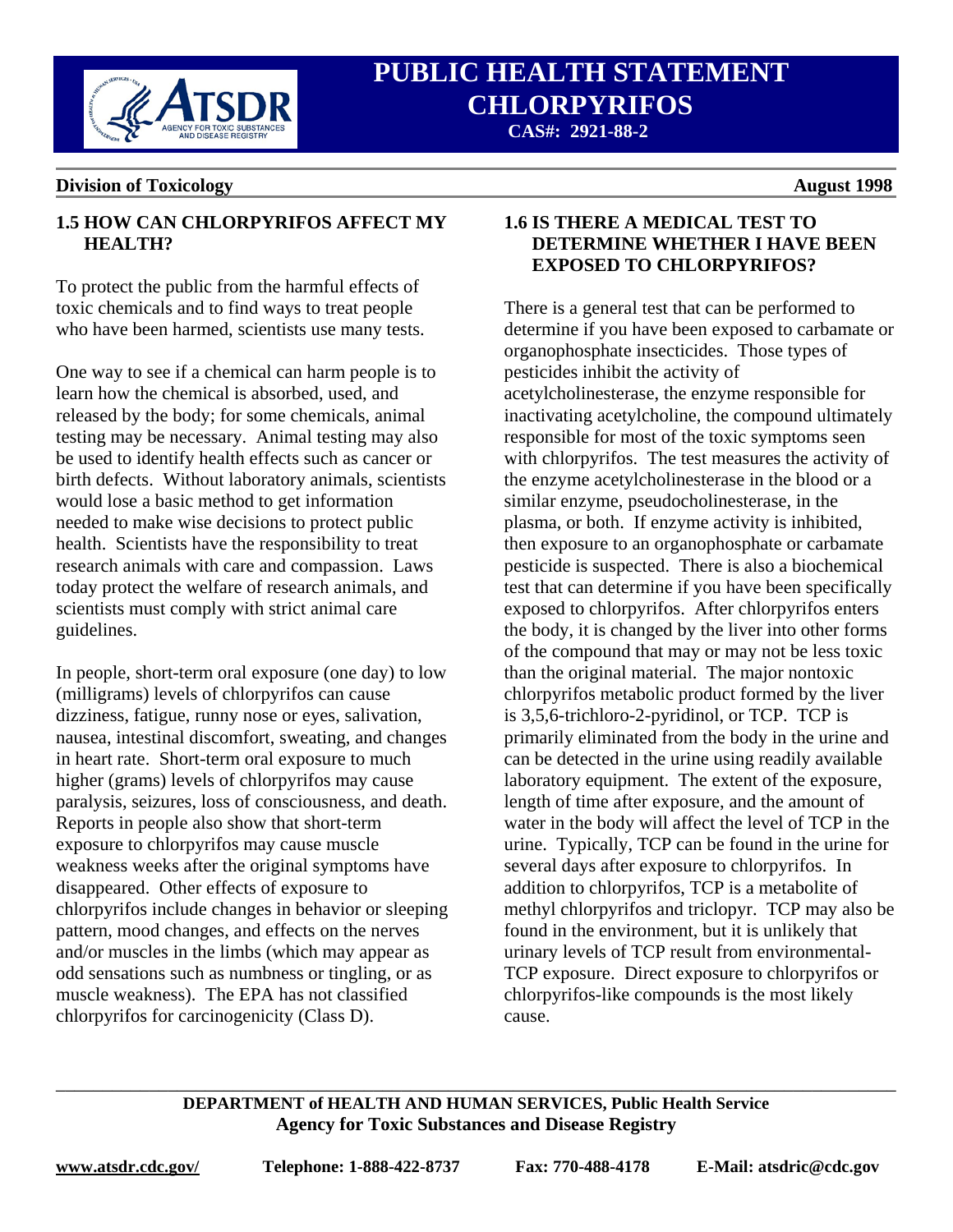# PUBLIC HEALTH STATEMENT CHLORPYRIFOS

**CAS#: 2921-88-2**

**Division of Toxicology** **August 1998**

## 1.5 HOW CAN CHLORPYRIFOS AFFECT MY HEALTH?

To protect the public from the harmful effects of toxic chemicals and to find ways to treat people who have been harmed, scientists use many tests.

One way to see if a chemical can harm people is to learn how the chemical is absorbed, used, and released by the body; for some chemicals, animal testing may be necessary. Animal testing may also be used to identify health effects such as cancer or birth defects. Without laboratory animals, scientists would lose a basic method to get information needed to make wise decisions to protect public health. Scientists have the responsibility to treat research animals with care and compassion. Laws today protect the welfare of research animals, and scientists must comply with strict animal care guidelines.

In people, short-term oral exposure (one day) to low (milligrams) levels of chlorpyrifos can cause dizziness, fatigue, runny nose or eyes, salivation, nausea, intestinal discomfort, sweating, and changes in heart rate. Short-term oral exposure to much higher (grams) levels of chlorpyrifos may cause paralysis, seizures, loss of consciousness, and death. Reports in people also show that short-term exposure to chlorpyrifos may cause muscle weakness weeks after the original symptoms have disappeared. Other effects of exposure to chlorpyrifos include changes in behavior or sleeping pattern, mood changes, and effects on the nerves and/or muscles in the limbs (which may appear as odd sensations such as numbness or tingling, or as muscle weakness). The EPA has not classified chlorpyrifos for carcinogenicity (Class D).

## 1.6 IS THERE A MEDICAL TEST TO DETERMINE WHETHER I HAVE BEEN EXPOSED TO CHLORPYRIFOS?

There is a general test that can be performed to determine if you have been exposed to carbamate or organophosphate insecticides. Those types of pesticides inhibit the activity of acetylcholinesterase, the enzyme responsible for inactivating acetylcholine, the compound ultimately responsible for most of the toxic symptoms seen with chlorpyrifos. The test measures the activity of the enzyme acetylcholinesterase in the blood or a similar enzyme, pseudocholinesterase, in the plasma, or both. If enzyme activity is inhibited, then exposure to an organophosphate or carbamate pesticide is suspected. There is also a biochemical test that can determine if you have been specifically exposed to chlorpyrifos. After chlorpyrifos enters the body, it is changed by the liver into other forms of the compound that may or may not be less toxic than the original material. The major nontoxic chlorpyrifos metabolic product formed by the liver is 3,5,6-trichloro-2-pyridinol, or TCP. TCP is primarily eliminated from the body in the urine and can be detected in the urine using readily available laboratory equipment. The extent of the exposure, length of time after exposure, and the amount of water in the body will affect the level of TCP in the urine. Typically, TCP can be found in the urine for several days after exposure to chlorpyrifos. In addition to chlorpyrifos, TCP is a metabolite of methyl chlorpyrifos and triclopyr. TCP may also be found in the environment, but it is unlikely that urinary levels of TCP result from environmental-TCP exposure. Direct exposure to chlorpyrifos or chlorpyrifos-like compounds is the most likely cause.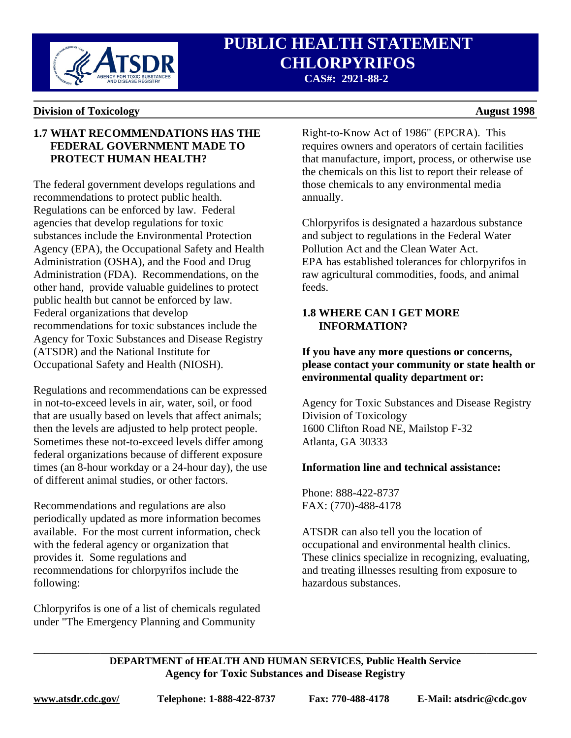## 1.7 WHAT RECOMMENDATIONS HAS THE FEDERAL GOVERNMENT MADE TO PROTECT HUMAN HEALTH?

The federal government develops regulations and recommendations to protect public health. Regulations can be enforced by law. Federal agencies that develop regulations for toxic substances include the Environmental Protection Agency (EPA), the Occupational Safety and Health Administration (OSHA), and the Food and Drug Administration (FDA). Recommendations, on the other hand, provide valuable guidelines to protect public health but cannot be enforced by law. Federal organizations that develop recommendations for toxic substances include the Agency for Toxic Substances and Disease Registry (ATSDR) and the National Institute for Occupational Safety and Health (NIOSH).

Regulations and recommendations can be expressed in not-to-exceed levels in air, water, soil, or food that are usually based on levels that affect animals; then the levels are adjusted to help protect people. Sometimes these not-to-exceed levels differ among federal organizations because of different exposure times (an 8-hour workday or a 24-hour day), the use of different animal studies, or other factors.

Recommendations and regulations are also periodically updated as more information becomes available. For the most current information, check with the federal agency or organization that provides it. Some regulations and recommendations for chlorpyrifos include the following:

Chlorpyrifos is one of a list of chemicals regulated under "The Emergency Planning and Community Right-to-Know Act of 1986" (EPCRA). This requires owners and operators of certain facilities that manufacture, import, process, or otherwise use the chemicals on this list to report their release of those chemicals to any environmental media annually.

Chlorpyrifos is designated a hazardous substance and subject to regulations in the Federal Water Pollution Act and the Clean Water Act. EPA has established tolerances for chlorpyrifos in raw agricultural commodities, foods, and animal feeds.

## 1.8 WHERE CAN I GET MORE INFORMATION?

**If you have any more questions or concerns, please contact your community or state health or environmental quality department or:**

Agency for Toxic Substances and Disease Registry
Division of Toxicology
1600 Clifton Road NE, Mailstop F-32
Atlanta, GA 30333

**Information line and technical assistance:**

Phone: 888-422-8737
FAX: (770)-488-4178

ATSDR can also tell you the location of occupational and environmental health clinics. These clinics specialize in recognizing, evaluating, and treating illnesses resulting from exposure to hazardous substances.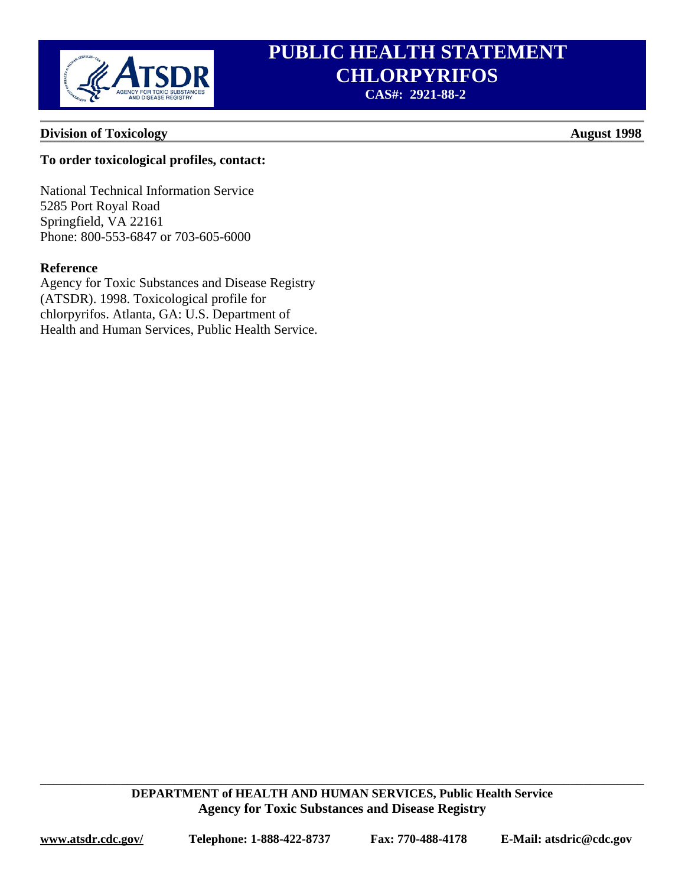**To order toxicological profiles, contact:**

National Technical Information Service
5285 Port Royal Road
Springfield, VA 22161
Phone: 800-553-6847 or 703-605-6000

**Reference**

Agency for Toxic Substances and Disease Registry (ATSDR). 1998. Toxicological profile for chlorpyrifos. Atlanta, GA: U.S. Department of Health and Human Services, Public Health Service.